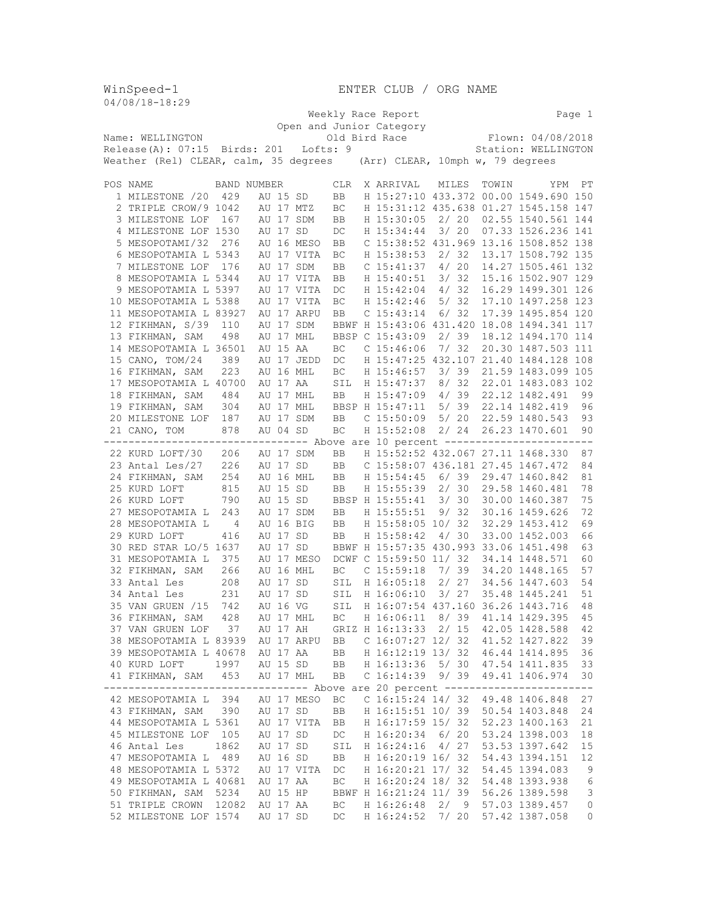WinSpeed-1 ENTER CLUB / ORG NAME
04/08/18-18:29

Weekly Race Report
Open and Junior Category
Old Bird Race

Name: WELLINGTON Flown: 04/08/2018
Release(A): 07:15 Birds: 201 Lofts: 9 Station: WELLINGTON
Weather (Rel) CLEAR, calm, 35 degrees (Arr) CLEAR, 10mph w, 79 degrees

| POS | NAME | BAND NUMBER | CLR | X | ARRIVAL | MILES | TOWIN | YPM | PT |
|---|---|---|---|---|---|---|---|---|---|
| 1 | MILESTONE /20 | 429 AU 15 SD | BB | H | 15:27:10 | 433.372 | 00.00 | 1549.690 | 150 |
| 2 | TRIPLE CROW/9 | 1042 AU 17 MTZ | BC | H | 15:31:12 | 435.638 | 01.27 | 1545.158 | 147 |
| 3 | MILESTONE LOF | 167 AU 17 SDM | BB | H | 15:30:05 | 2/ 20 | 02.55 | 1540.561 | 144 |
| 4 | MILESTONE LOF | 1530 AU 17 SD | DC | H | 15:34:44 | 3/ 20 | 07.33 | 1526.236 | 141 |
| 5 | MESOPOTAMI/32 | 276 AU 16 MESO | BB | C | 15:38:52 | 431.969 | 13.16 | 1508.852 | 138 |
| 6 | MESOPOTAMIA L | 5343 AU 17 VITA | BC | H | 15:38:53 | 2/ 32 | 13.17 | 1508.792 | 135 |
| 7 | MILESTONE LOF | 176 AU 17 SDM | BB | C | 15:41:37 | 4/ 20 | 14.27 | 1505.461 | 132 |
| 8 | MESOPOTAMIA L | 5344 AU 17 VITA | BB | H | 15:40:51 | 3/ 32 | 15.16 | 1502.907 | 129 |
| 9 | MESOPOTAMIA L | 5397 AU 17 VITA | DC | H | 15:42:04 | 4/ 32 | 16.29 | 1499.301 | 126 |
| 10 | MESOPOTAMIA L | 5388 AU 17 VITA | BC | H | 15:42:46 | 5/ 32 | 17.10 | 1497.258 | 123 |
| 11 | MESOPOTAMIA L | 83927 AU 17 ARPU | BB | C | 15:43:14 | 6/ 32 | 17.39 | 1495.854 | 120 |
| 12 | FIKHMAN, S/39 | 110 AU 17 SDM | BBWF | H | 15:43:06 | 431.420 | 18.08 | 1494.341 | 117 |
| 13 | FIKHMAN, SAM | 498 AU 17 MHL | BBSP | C | 15:43:09 | 2/ 39 | 18.12 | 1494.170 | 114 |
| 14 | MESOPOTAMIA L | 36501 AU 15 AA | BC | C | 15:46:06 | 7/ 32 | 20.30 | 1487.503 | 111 |
| 15 | CANO, TOM/24 | 389 AU 17 JEDD | DC | H | 15:47:25 | 432.107 | 21.40 | 1484.128 | 108 |
| 16 | FIKHMAN, SAM | 223 AU 16 MHL | BC | H | 15:46:57 | 3/ 39 | 21.59 | 1483.099 | 105 |
| 17 | MESOPOTAMIA L | 40700 AU 17 AA | SIL | H | 15:47:37 | 8/ 32 | 22.01 | 1483.083 | 102 |
| 18 | FIKHMAN, SAM | 484 AU 17 MHL | BB | H | 15:47:09 | 4/ 39 | 22.12 | 1482.491 | 99 |
| 19 | FIKHMAN, SAM | 304 AU 17 MHL | BBSP | H | 15:47:11 | 5/ 39 | 22.14 | 1482.419 | 96 |
| 20 | MILESTONE LOF | 187 AU 17 SDM | BB | C | 15:50:09 | 5/ 20 | 22.59 | 1480.543 | 93 |
| 21 | CANO, TOM | 878 AU 04 SD | BC | H | 15:52:08 | 2/ 24 | 26.23 | 1470.601 | 90 |
| | Above are 10 percent | | | | | | | | |
| 22 | KURD LOFT/30 | 206 AU 17 SDM | BB | H | 15:52:52 | 432.067 | 27.11 | 1468.330 | 87 |
| 23 | Antal Les/27 | 226 AU 17 SD | BB | C | 15:58:07 | 436.181 | 27.45 | 1467.472 | 84 |
| 24 | FIKHMAN, SAM | 254 AU 16 MHL | BB | H | 15:54:45 | 6/ 39 | 29.47 | 1460.842 | 81 |
| 25 | KURD LOFT | 815 AU 15 SD | BB | H | 15:55:39 | 2/ 30 | 29.58 | 1460.481 | 78 |
| 26 | KURD LOFT | 790 AU 15 SD | BBSP | H | 15:55:41 | 3/ 30 | 30.00 | 1460.387 | 75 |
| 27 | MESOPOTAMIA L | 243 AU 17 SDM | BB | H | 15:55:51 | 9/ 32 | 30.16 | 1459.626 | 72 |
| 28 | MESOPOTAMIA L | 4 AU 16 BIG | BB | H | 15:58:05 | 10/ 32 | 32.29 | 1453.412 | 69 |
| 29 | KURD LOFT | 416 AU 17 SD | BB | H | 15:58:42 | 4/ 30 | 33.00 | 1452.003 | 66 |
| 30 | RED STAR LO/5 | 1637 AU 17 SD | BBWF | H | 15:57:35 | 430.993 | 33.06 | 1451.498 | 63 |
| 31 | MESOPOTAMIA L | 375 AU 17 MESO | DCWF | C | 15:59:50 | 11/ 32 | 34.14 | 1448.571 | 60 |
| 32 | FIKHMAN, SAM | 266 AU 16 MHL | BC | C | 15:59:18 | 7/ 39 | 34.20 | 1448.165 | 57 |
| 33 | Antal Les | 208 AU 17 SD | SIL | H | 16:05:18 | 2/ 27 | 34.56 | 1447.603 | 54 |
| 34 | Antal Les | 231 AU 17 SD | SIL | H | 16:06:10 | 3/ 27 | 35.48 | 1445.241 | 51 |
| 35 | VAN GRUEN /15 | 742 AU 16 VG | SIL | H | 16:07:54 | 437.160 | 36.26 | 1443.716 | 48 |
| 36 | FIKHMAN, SAM | 428 AU 17 MHL | BC | H | 16:06:11 | 8/ 39 | 41.14 | 1429.395 | 45 |
| 37 | VAN GRUEN LOF | 37 AU 17 AH | GRIZ | H | 16:13:33 | 2/ 15 | 42.05 | 1428.588 | 42 |
| 38 | MESOPOTAMIA L | 83939 AU 17 ARPU | BB | C | 16:07:27 | 12/ 32 | 41.52 | 1427.822 | 39 |
| 39 | MESOPOTAMIA L | 40678 AU 17 AA | BB | H | 16:12:19 | 13/ 32 | 46.44 | 1414.895 | 36 |
| 40 | KURD LOFT | 1997 AU 15 SD | BB | H | 16:13:36 | 5/ 30 | 47.54 | 1411.835 | 33 |
| 41 | FIKHMAN, SAM | 453 AU 17 MHL | BB | C | 16:14:39 | 9/ 39 | 49.41 | 1406.974 | 30 |
| | Above are 20 percent | | | | | | | | |
| 42 | MESOPOTAMIA L | 394 AU 17 MESO | BC | C | 16:15:24 | 14/ 32 | 49.48 | 1406.848 | 27 |
| 43 | FIKHMAN, SAM | 390 AU 17 SD | BB | H | 16:15:51 | 10/ 39 | 50.54 | 1403.848 | 24 |
| 44 | MESOPOTAMIA L | 5361 AU 17 VITA | BB | H | 16:17:59 | 15/ 32 | 52.23 | 1400.163 | 21 |
| 45 | MILESTONE LOF | 105 AU 17 SD | DC | H | 16:20:34 | 6/ 20 | 53.24 | 1398.003 | 18 |
| 46 | Antal Les | 1862 AU 17 SD | SIL | H | 16:24:16 | 4/ 27 | 53.53 | 1397.642 | 15 |
| 47 | MESOPOTAMIA L | 489 AU 16 SD | BB | H | 16:20:19 | 16/ 32 | 54.43 | 1394.151 | 12 |
| 48 | MESOPOTAMIA L | 5372 AU 17 VITA | DC | H | 16:20:21 | 17/ 32 | 54.45 | 1394.083 | 9 |
| 49 | MESOPOTAMIA L | 40681 AU 17 AA | BC | H | 16:20:24 | 18/ 32 | 54.48 | 1393.938 | 6 |
| 50 | FIKHMAN, SAM | 5234 AU 15 HP | BBWF | H | 16:21:24 | 11/ 39 | 56.26 | 1389.598 | 3 |
| 51 | TRIPLE CROWN | 12082 AU 17 AA | BC | H | 16:26:48 | 2/ 9 | 57.03 | 1389.457 | 0 |
| 52 | MILESTONE LOF | 1574 AU 17 SD | DC | H | 16:24:52 | 7/ 20 | 57.42 | 1387.058 | 0 |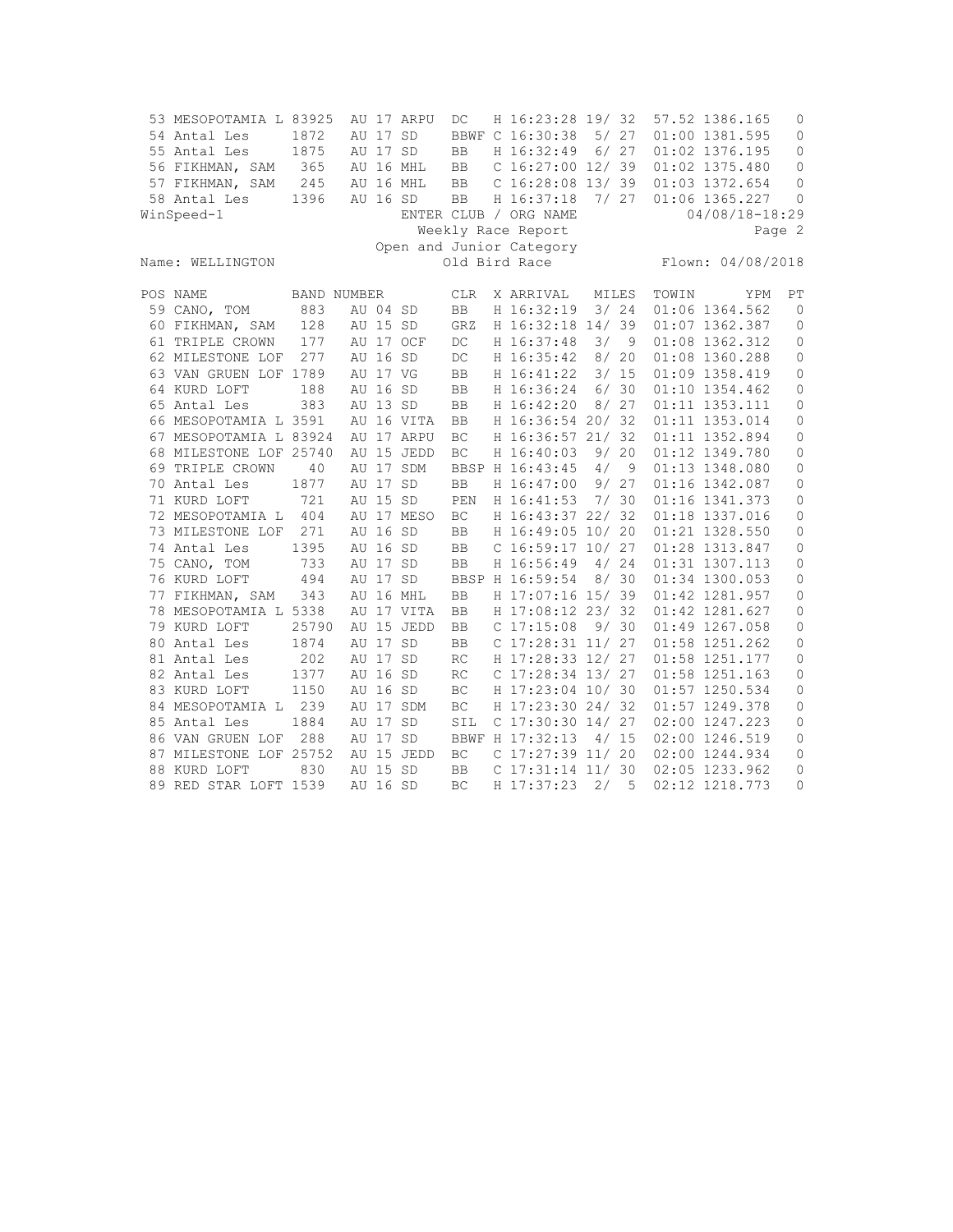| POS | NAME | BAND NUMBER | | | CLR | X | ARRIVAL | MILES | TOWIN | YPM | PT |
|---|---|---|---|---|---|---|---|---|---|---|---|
| 53 | MESOPOTAMIA L | 83925 | AU 17 | ARPU | DC | H | 16:23:28 | 19/ 32 | 57.52 | 1386.165 | 0 |
| 54 | Antal Les | 1872 | AU 17 | SD | BBWF | C | 16:30:38 | 5/ 27 | 01:00 | 1381.595 | 0 |
| 55 | Antal Les | 1875 | AU 17 | SD | BB | H | 16:32:49 | 6/ 27 | 01:02 | 1376.195 | 0 |
| 56 | FIKHMAN, SAM | 365 | AU 16 | MHL | BB | C | 16:27:00 | 12/ 39 | 01:02 | 1375.480 | 0 |
| 57 | FIKHMAN, SAM | 245 | AU 16 | MHL | BB | C | 16:28:08 | 13/ 39 | 01:03 | 1372.654 | 0 |
| 58 | Antal Les | 1396 | AU 16 | SD | BB | H | 16:37:18 | 7/ 27 | 01:06 | 1365.227 | 0 |

WinSpeed-1 ENTER CLUB / ORG NAME 04/08/18-18:29

Weekly Race Report

Open and Junior Category

Name: WELLINGTON Old Bird Race Flown: 04/08/2018

| POS | NAME | BAND NUMBER | | | CLR | X | ARRIVAL | MILES | TOWIN | YPM | PT |
|---|---|---|---|---|---|---|---|---|---|---|---|
| 59 | CANO, TOM | 883 | AU 04 | SD | BB | H | 16:32:19 | 3/ 24 | 01:06 | 1364.562 | 0 |
| 60 | FIKHMAN, SAM | 128 | AU 15 | SD | GRZ | H | 16:32:18 | 14/ 39 | 01:07 | 1362.387 | 0 |
| 61 | TRIPLE CROWN | 177 | AU 17 | OCF | DC | H | 16:37:48 | 3/ 9 | 01:08 | 1362.312 | 0 |
| 62 | MILESTONE LOF | 277 | AU 16 | SD | DC | H | 16:35:42 | 8/ 20 | 01:08 | 1360.288 | 0 |
| 63 | VAN GRUEN LOF | 1789 | AU 17 | VG | BB | H | 16:41:22 | 3/ 15 | 01:09 | 1358.419 | 0 |
| 64 | KURD LOFT | 188 | AU 16 | SD | BB | H | 16:36:24 | 6/ 30 | 01:10 | 1354.462 | 0 |
| 65 | Antal Les | 383 | AU 13 | SD | BB | H | 16:42:20 | 8/ 27 | 01:11 | 1353.111 | 0 |
| 66 | MESOPOTAMIA L | 3591 | AU 16 | VITA | BB | H | 16:36:54 | 20/ 32 | 01:11 | 1353.014 | 0 |
| 67 | MESOPOTAMIA L | 83924 | AU 17 | ARPU | BC | H | 16:36:57 | 21/ 32 | 01:11 | 1352.894 | 0 |
| 68 | MILESTONE LOF | 25740 | AU 15 | JEDD | BC | H | 16:40:03 | 9/ 20 | 01:12 | 1349.780 | 0 |
| 69 | TRIPLE CROWN | 40 | AU 17 | SDM | BBSP | H | 16:43:45 | 4/ 9 | 01:13 | 1348.080 | 0 |
| 70 | Antal Les | 1877 | AU 17 | SD | BB | H | 16:47:00 | 9/ 27 | 01:16 | 1342.087 | 0 |
| 71 | KURD LOFT | 721 | AU 15 | SD | PEN | H | 16:41:53 | 7/ 30 | 01:16 | 1341.373 | 0 |
| 72 | MESOPOTAMIA L | 404 | AU 17 | MESO | BC | H | 16:43:37 | 22/ 32 | 01:18 | 1337.016 | 0 |
| 73 | MILESTONE LOF | 271 | AU 16 | SD | BB | H | 16:49:05 | 10/ 20 | 01:21 | 1328.550 | 0 |
| 74 | Antal Les | 1395 | AU 16 | SD | BB | C | 16:59:17 | 10/ 27 | 01:28 | 1313.847 | 0 |
| 75 | CANO, TOM | 733 | AU 17 | SD | BB | H | 16:56:49 | 4/ 24 | 01:31 | 1307.113 | 0 |
| 76 | KURD LOFT | 494 | AU 17 | SD | BBSP | H | 16:59:54 | 8/ 30 | 01:34 | 1300.053 | 0 |
| 77 | FIKHMAN, SAM | 343 | AU 16 | MHL | BB | H | 17:07:16 | 15/ 39 | 01:42 | 1281.957 | 0 |
| 78 | MESOPOTAMIA L | 5338 | AU 17 | VITA | BB | H | 17:08:12 | 23/ 32 | 01:42 | 1281.627 | 0 |
| 79 | KURD LOFT | 25790 | AU 15 | JEDD | BB | C | 17:15:08 | 9/ 30 | 01:49 | 1267.058 | 0 |
| 80 | Antal Les | 1874 | AU 17 | SD | BB | C | 17:28:31 | 11/ 27 | 01:58 | 1251.262 | 0 |
| 81 | Antal Les | 202 | AU 17 | SD | RC | H | 17:28:33 | 12/ 27 | 01:58 | 1251.177 | 0 |
| 82 | Antal Les | 1377 | AU 16 | SD | RC | C | 17:28:34 | 13/ 27 | 01:58 | 1251.163 | 0 |
| 83 | KURD LOFT | 1150 | AU 16 | SD | BC | H | 17:23:04 | 10/ 30 | 01:57 | 1250.534 | 0 |
| 84 | MESOPOTAMIA L | 239 | AU 17 | SDM | BC | H | 17:23:30 | 24/ 32 | 01:57 | 1249.378 | 0 |
| 85 | Antal Les | 1884 | AU 17 | SD | SIL | C | 17:30:30 | 14/ 27 | 02:00 | 1247.223 | 0 |
| 86 | VAN GRUEN LOF | 288 | AU 17 | SD | BBWF | H | 17:32:13 | 4/ 15 | 02:00 | 1246.519 | 0 |
| 87 | MILESTONE LOF | 25752 | AU 15 | JEDD | BC | C | 17:27:39 | 11/ 20 | 02:00 | 1244.934 | 0 |
| 88 | KURD LOFT | 830 | AU 15 | SD | BB | C | 17:31:14 | 11/ 30 | 02:05 | 1233.962 | 0 |
| 89 | RED STAR LOFT | 1539 | AU 16 | SD | BC | H | 17:37:23 | 2/ 5 | 02:12 | 1218.773 | 0 |